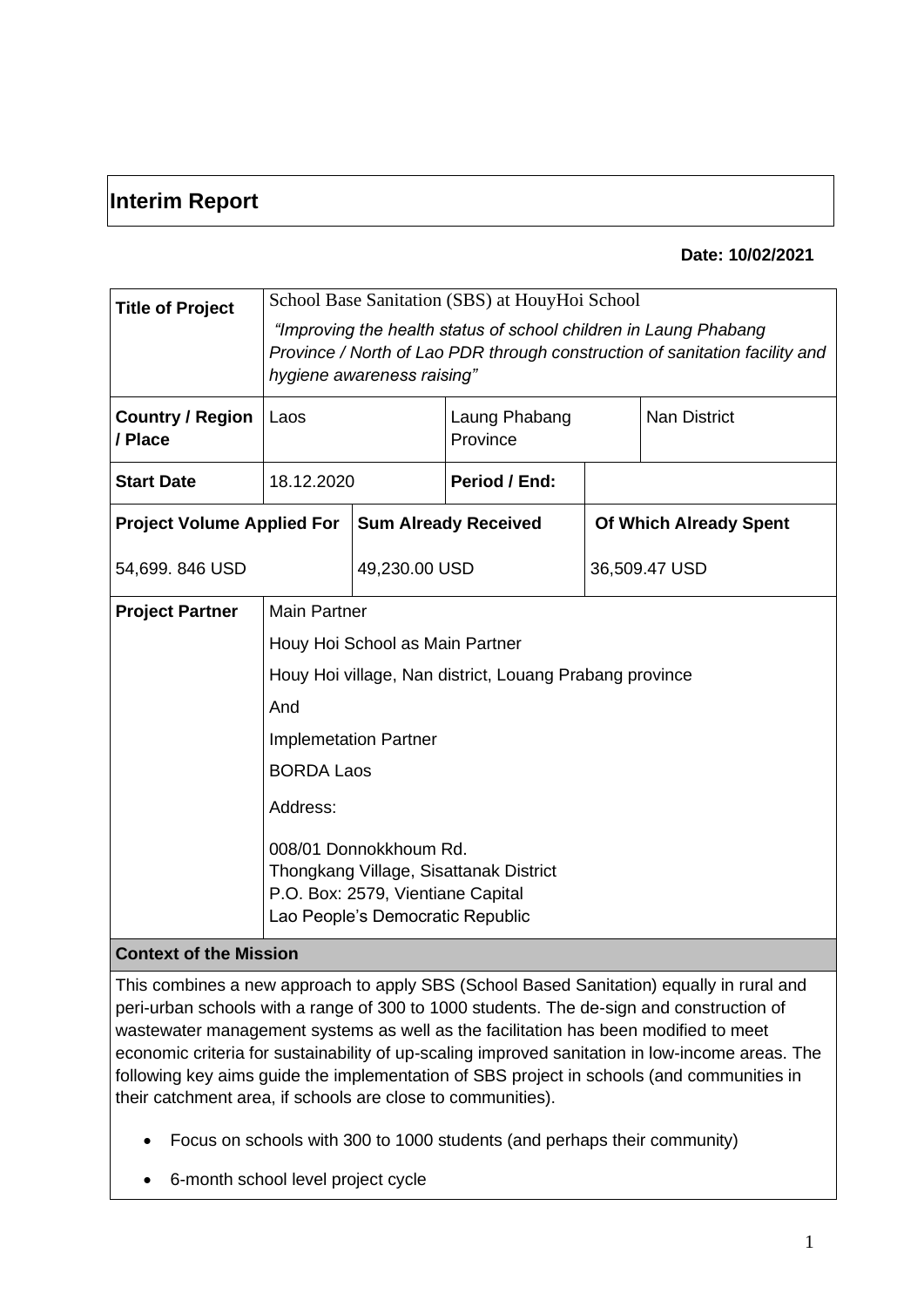# Interim Report

**Date: 10/02/2021**

| **Title of Project** | School Base Sanitation (SBS) at HouyHoi School<br>*"Improving the health status of school children in Laung Phabang Province / North of Lao PDR through construction of sanitation facility and hygiene awareness raising"* | | | |
|---|---|---|---|---|
| **Country / Region / Place** | Laos | Laung Phabang Province | | Nan District |
| **Start Date** | 18.12.2020 | **Period / End:** | | |
| **Project Volume Applied For** | **Sum Already Received** | | **Of Which Already Spent** | |
| 54,699. 846 USD | 49,230.00 USD | | 36,509.47 USD | |
| **Project Partner** | Main Partner<br>Houy Hoi School as Main Partner<br>Houy Hoi village, Nan district, Louang Prabang province<br>And<br>Implemetation Partner<br>BORDA Laos<br>Address:<br>008/01 Donnokkhoum Rd.<br>Thongkang Village, Sisattanak District<br>P.O. Box: 2579, Vientiane Capital<br>Lao People's Democratic Republic | | | |

**Context of the Mission**

This combines a new approach to apply SBS (School Based Sanitation) equally in rural and peri-urban schools with a range of 300 to 1000 students. The de-sign and construction of wastewater management systems as well as the facilitation has been modified to meet economic criteria for sustainability of up-scaling improved sanitation in low-income areas. The following key aims guide the implementation of SBS project in schools (and communities in their catchment area, if schools are close to communities).

- Focus on schools with 300 to 1000 students (and perhaps their community)
- 6-month school level project cycle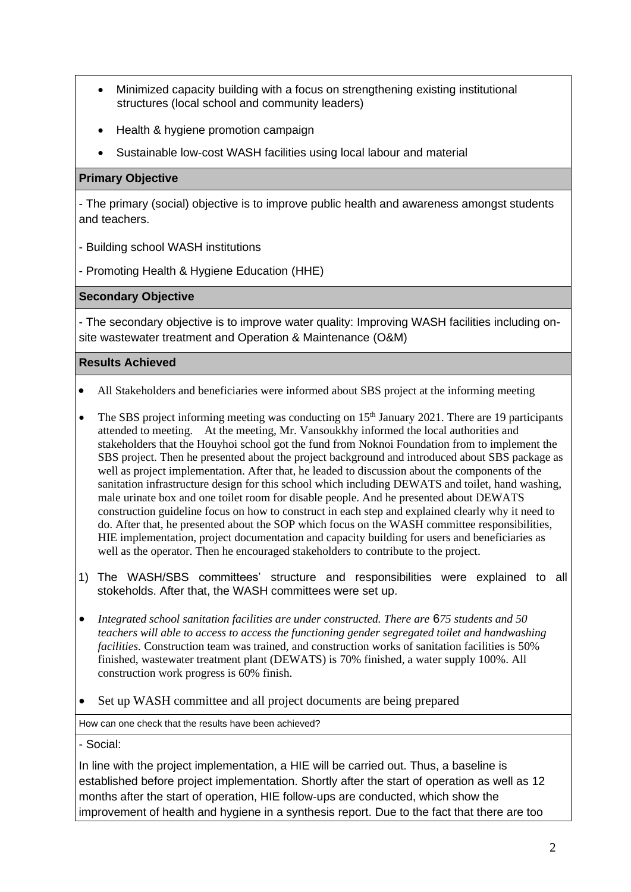- Minimized capacity building with a focus on strengthening existing institutional structures (local school and community leaders)
- Health & hygiene promotion campaign
- Sustainable low-cost WASH facilities using local labour and material

**Primary Objective**

- The primary (social) objective is to improve public health and awareness amongst students and teachers.

- Building school WASH institutions

- Promoting Health & Hygiene Education (HHE)

**Secondary Objective**

- The secondary objective is to improve water quality: Improving WASH facilities including on-site wastewater treatment and Operation & Maintenance (O&M)

**Results Achieved**

- All Stakeholders and beneficiaries were informed about SBS project at the informing meeting
- The SBS project informing meeting was conducting on 15th January 2021. There are 19 participants attended to meeting. At the meeting, Mr. Vansoukkhy informed the local authorities and stakeholders that the Houyhoi school got the fund from Noknoi Foundation from to implement the SBS project. Then he presented about the project background and introduced about SBS package as well as project implementation. After that, he leaded to discussion about the components of the sanitation infrastructure design for this school which including DEWATS and toilet, hand washing, male urinate box and one toilet room for disable people. And he presented about DEWATS construction guideline focus on how to construct in each step and explained clearly why it need to do. After that, he presented about the SOP which focus on the WASH committee responsibilities, HIE implementation, project documentation and capacity building for users and beneficiaries as well as the operator. Then he encouraged stakeholders to contribute to the project.

1) The WASH/SBS committees' structure and responsibilities were explained to all stokeholds. After that, the WASH committees were set up.

- *Integrated school sanitation facilities are under constructed. There are* 6*75 students and 50 teachers will able to access to access the functioning gender segregated toilet and handwashing facilities.* Construction team was trained, and construction works of sanitation facilities is 50% finished, wastewater treatment plant (DEWATS) is 70% finished, a water supply 100%. All construction work progress is 60% finish.
- Set up WASH committee and all project documents are being prepared

How can one check that the results have been achieved?

- Social:

In line with the project implementation, a HIE will be carried out. Thus, a baseline is established before project implementation. Shortly after the start of operation as well as 12 months after the start of operation, HIE follow-ups are conducted, which show the improvement of health and hygiene in a synthesis report. Due to the fact that there are too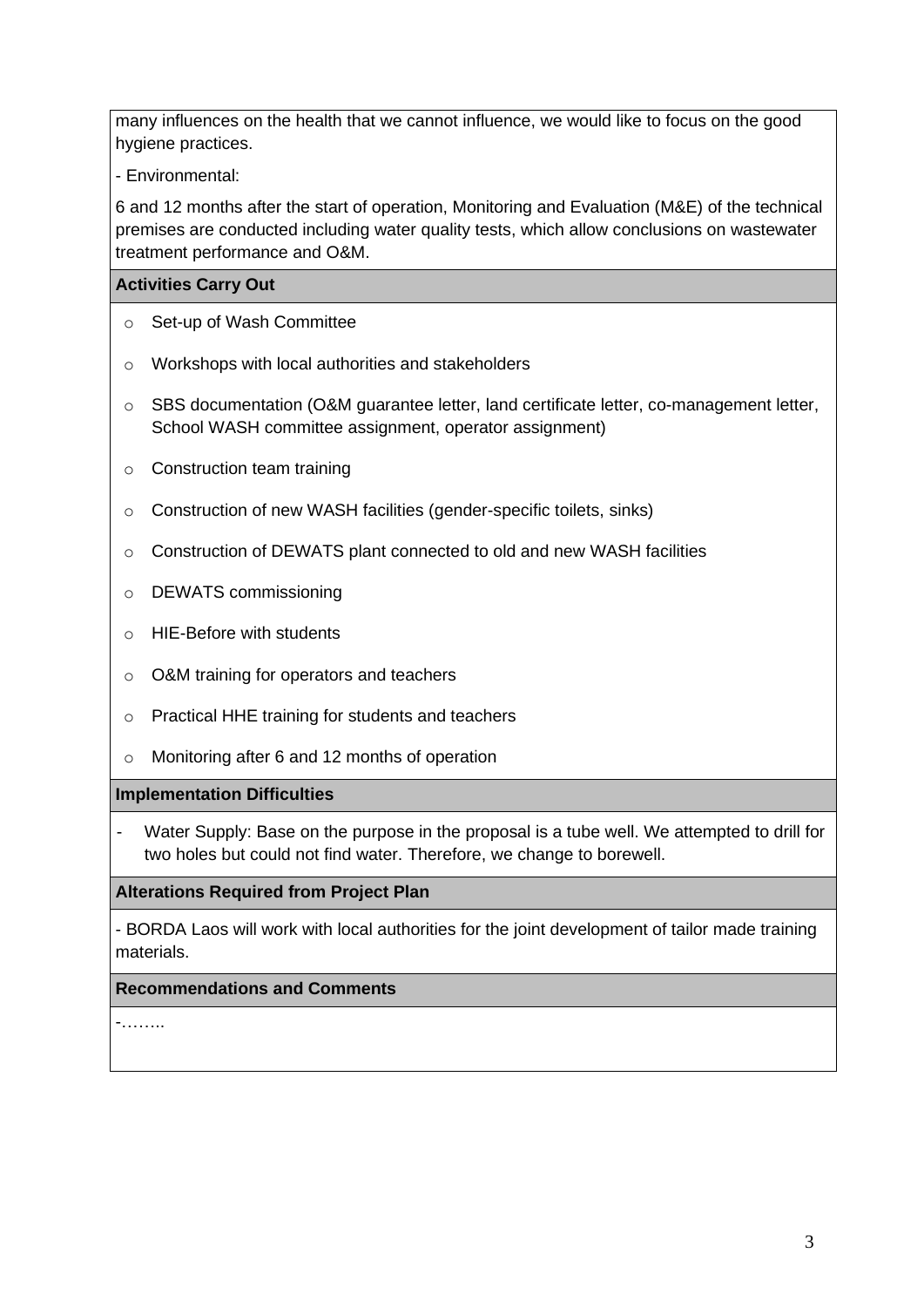many influences on the health that we cannot influence, we would like to focus on the good hygiene practices.

- Environmental:

6 and 12 months after the start of operation, Monitoring and Evaluation (M&E) of the technical premises are conducted including water quality tests, which allow conclusions on wastewater treatment performance and O&M.

**Activities Carry Out**

- Set-up of Wash Committee
- Workshops with local authorities and stakeholders
- SBS documentation (O&M guarantee letter, land certificate letter, co-management letter, School WASH committee assignment, operator assignment)
- Construction team training
- Construction of new WASH facilities (gender-specific toilets, sinks)
- Construction of DEWATS plant connected to old and new WASH facilities
- DEWATS commissioning
- HIE-Before with students
- O&M training for operators and teachers
- Practical HHE training for students and teachers
- Monitoring after 6 and 12 months of operation

**Implementation Difficulties**

- Water Supply: Base on the purpose in the proposal is a tube well. We attempted to drill for two holes but could not find water. Therefore, we change to borewell.

**Alterations Required from Project Plan**

- BORDA Laos will work with local authorities for the joint development of tailor made training materials.

**Recommendations and Comments**

-……..